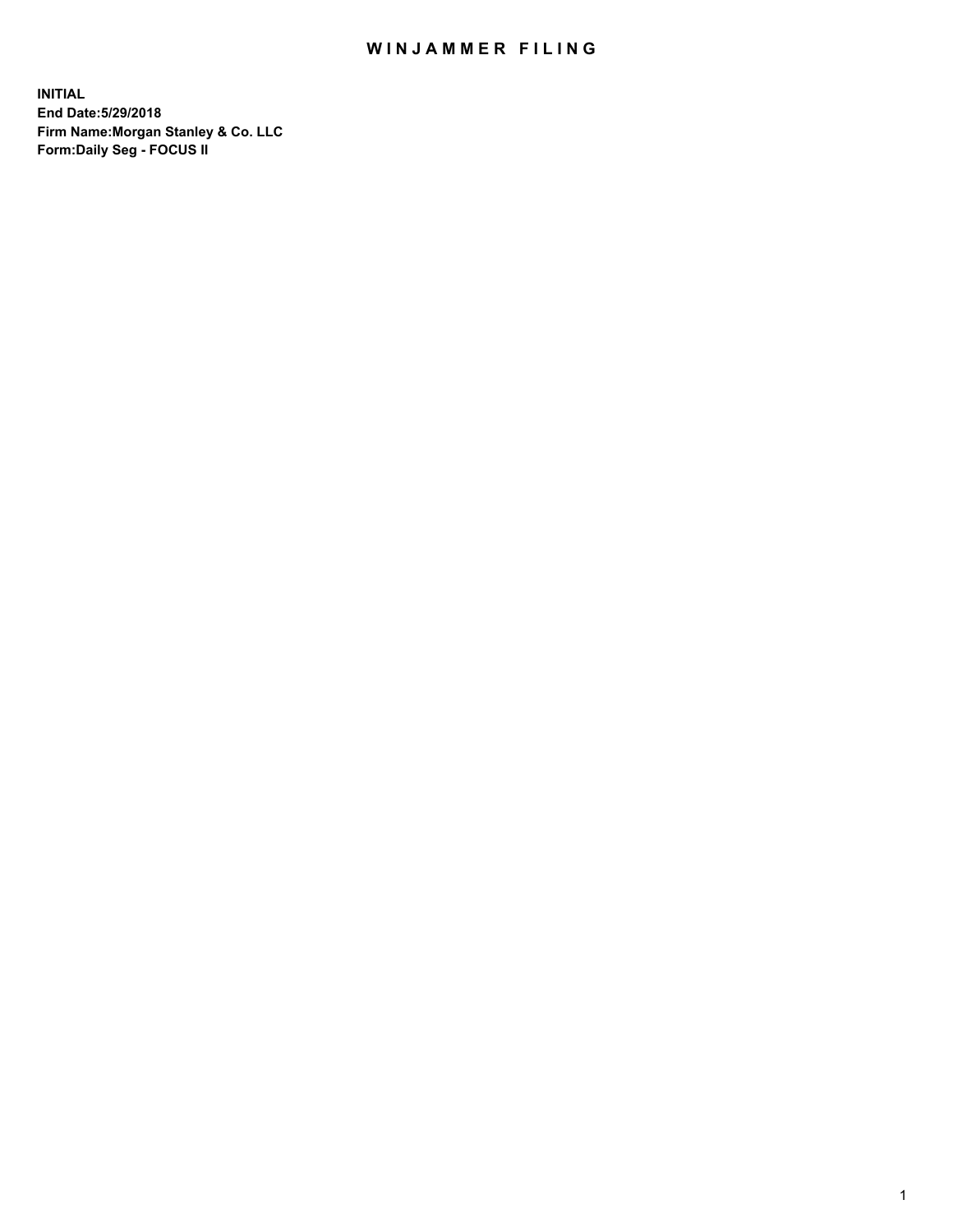# WINJAMMER FILING

**INITIAL**
**End Date:5/29/2018**
**Firm Name:Morgan Stanley & Co. LLC**
**Form:Daily Seg - FOCUS II**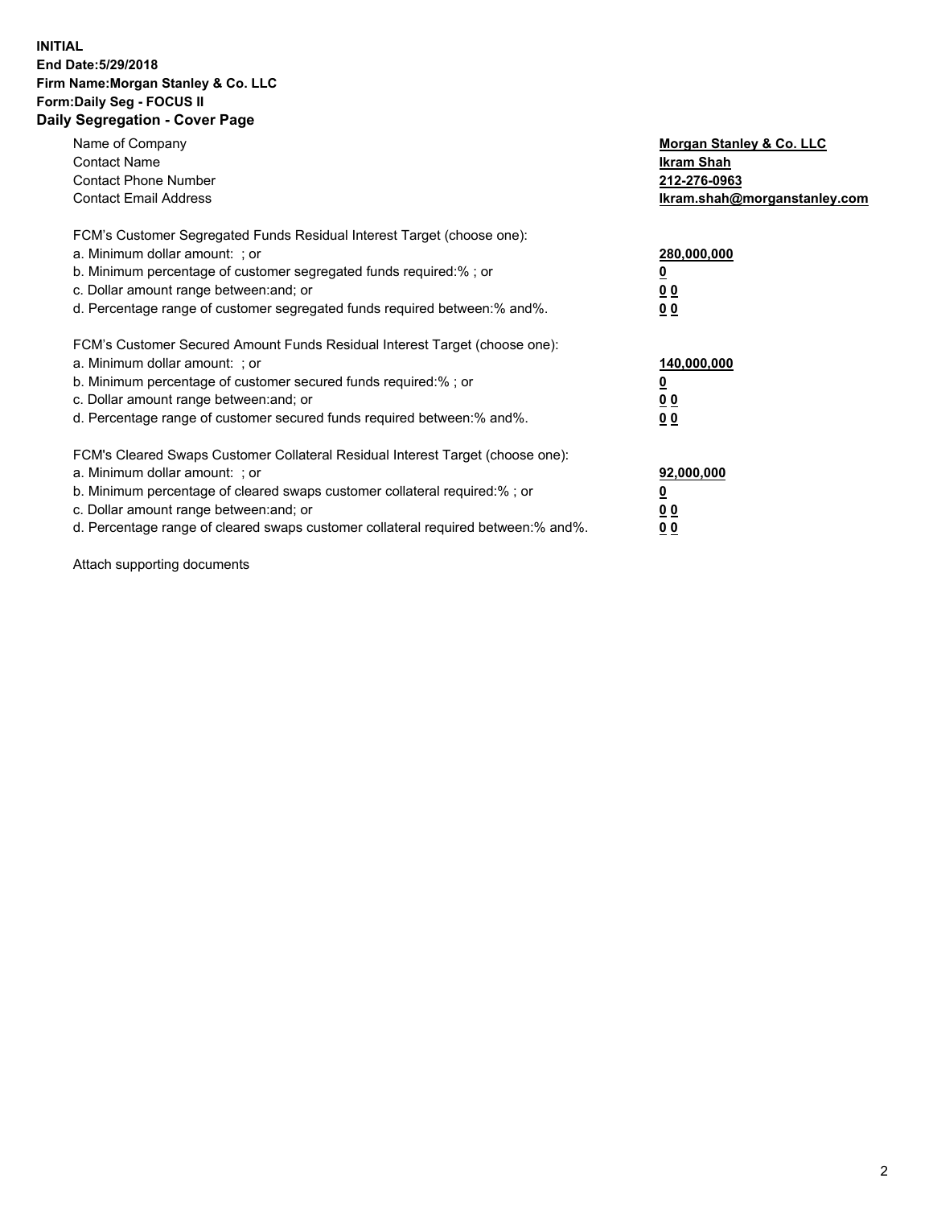**INITIAL**
**End Date:5/29/2018**
**Firm Name:Morgan Stanley & Co. LLC**
**Form:Daily Seg - FOCUS II**
**Daily Segregation - Cover Page**

| | |
|---|---|
| Name of Company | **Morgan Stanley & Co. LLC** |
| Contact Name | **Ikram Shah** |
| Contact Phone Number | **212-276-0963** |
| Contact Email Address | **Ikram.shah@morganstanley.com** |

FCM's Customer Segregated Funds Residual Interest Target (choose one):

| | |
|---|---|
| a. Minimum dollar amount: ; or | **280,000,000** |
| b. Minimum percentage of customer segregated funds required:% ; or | **0** |
| c. Dollar amount range between:and; or | **0 0** |
| d. Percentage range of customer segregated funds required between:% and%. | **0 0** |

FCM's Customer Secured Amount Funds Residual Interest Target (choose one):

| | |
|---|---|
| a. Minimum dollar amount: ; or | **140,000,000** |
| b. Minimum percentage of customer secured funds required:% ; or | **0** |
| c. Dollar amount range between:and; or | **0 0** |
| d. Percentage range of customer secured funds required between:% and%. | **0 0** |

FCM's Cleared Swaps Customer Collateral Residual Interest Target (choose one):

| | |
|---|---|
| a. Minimum dollar amount: ; or | **92,000,000** |
| b. Minimum percentage of cleared swaps customer collateral required:% ; or | **0** |
| c. Dollar amount range between:and; or | **0 0** |
| d. Percentage range of cleared swaps customer collateral required between:% and%. | **0 0** |

Attach supporting documents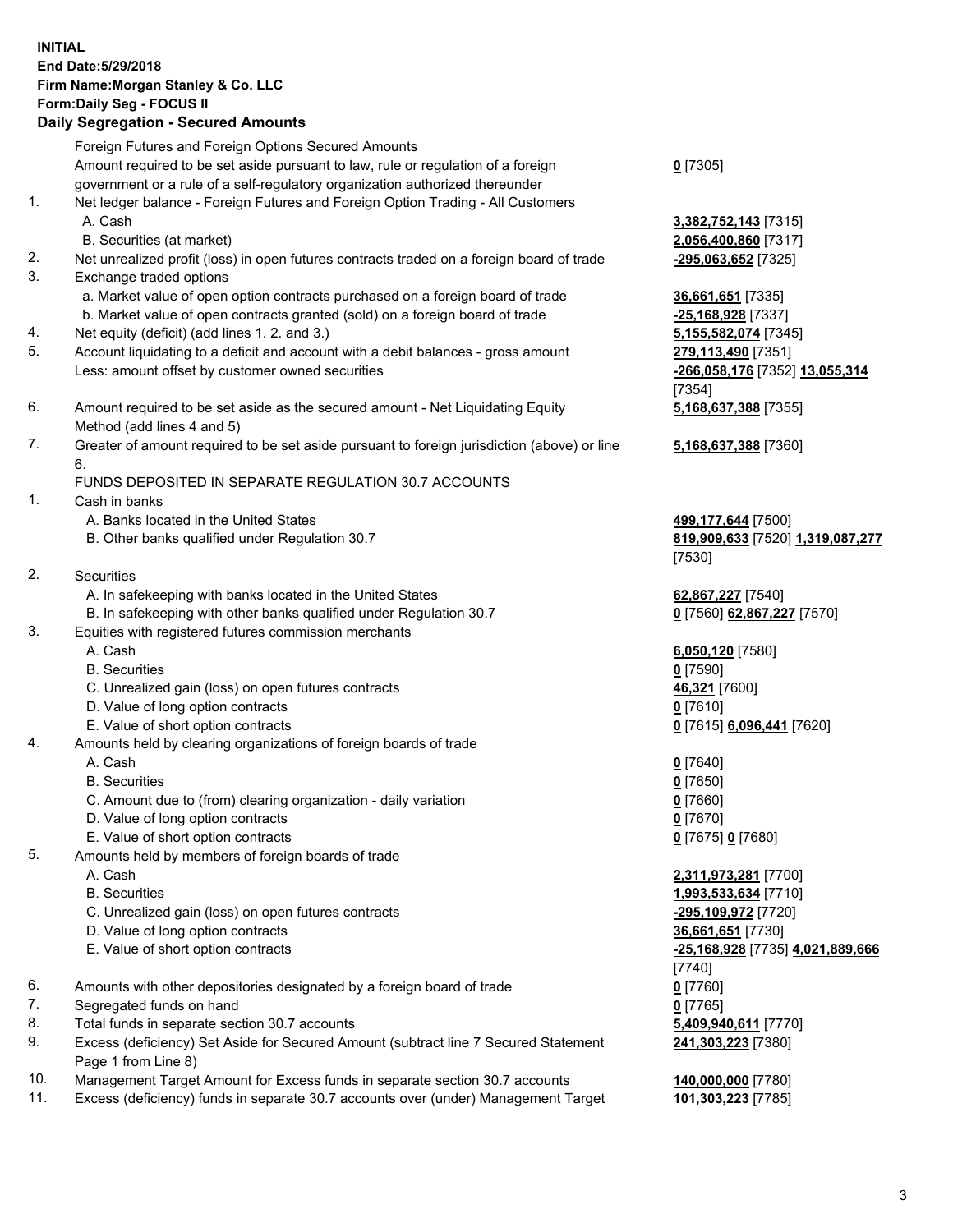**INITIAL**
**End Date:5/29/2018**
**Firm Name:Morgan Stanley & Co. LLC**
**Form:Daily Seg - FOCUS II**
## Daily Segregation - Secured Amounts

| | | |
|---|---|---|
| | Foreign Futures and Foreign Options Secured Amounts | |
| | Amount required to be set aside pursuant to law, rule or regulation of a foreign government or a rule of a self-regulatory organization authorized thereunder | **0** [7305] |
| 1. | Net ledger balance - Foreign Futures and Foreign Option Trading - All Customers | |
| | A. Cash | **3,382,752,143** [7315] |
| | B. Securities (at market) | **2,056,400,860** [7317] |
| 2. | Net unrealized profit (loss) in open futures contracts traded on a foreign board of trade | **-295,063,652** [7325] |
| 3. | Exchange traded options | |
| | a. Market value of open option contracts purchased on a foreign board of trade | **36,661,651** [7335] |
| | b. Market value of open contracts granted (sold) on a foreign board of trade | **-25,168,928** [7337] |
| 4. | Net equity (deficit) (add lines 1. 2. and 3.) | **5,155,582,074** [7345] |
| 5. | Account liquidating to a deficit and account with a debit balances - gross amount | **279,113,490** [7351] |
| | Less: amount offset by customer owned securities | **-266,058,176** [7352] **13,055,314** [7354] |
| 6. | Amount required to be set aside as the secured amount - Net Liquidating Equity Method (add lines 4 and 5) | **5,168,637,388** [7355] |
| 7. | Greater of amount required to be set aside pursuant to foreign jurisdiction (above) or line 6. | **5,168,637,388** [7360] |
| | FUNDS DEPOSITED IN SEPARATE REGULATION 30.7 ACCOUNTS | |
| 1. | Cash in banks | |
| | A. Banks located in the United States | **499,177,644** [7500] |
| | B. Other banks qualified under Regulation 30.7 | **819,909,633** [7520] **1,319,087,277** [7530] |
| 2. | Securities | |
| | A. In safekeeping with banks located in the United States | **62,867,227** [7540] |
| | B. In safekeeping with other banks qualified under Regulation 30.7 | **0** [7560] **62,867,227** [7570] |
| 3. | Equities with registered futures commission merchants | |
| | A. Cash | **6,050,120** [7580] |
| | B. Securities | **0** [7590] |
| | C. Unrealized gain (loss) on open futures contracts | **46,321** [7600] |
| | D. Value of long option contracts | **0** [7610] |
| | E. Value of short option contracts | **0** [7615] **6,096,441** [7620] |
| 4. | Amounts held by clearing organizations of foreign boards of trade | |
| | A. Cash | **0** [7640] |
| | B. Securities | **0** [7650] |
| | C. Amount due to (from) clearing organization - daily variation | **0** [7660] |
| | D. Value of long option contracts | **0** [7670] |
| | E. Value of short option contracts | **0** [7675] **0** [7680] |
| 5. | Amounts held by members of foreign boards of trade | |
| | A. Cash | **2,311,973,281** [7700] |
| | B. Securities | **1,993,533,634** [7710] |
| | C. Unrealized gain (loss) on open futures contracts | **-295,109,972** [7720] |
| | D. Value of long option contracts | **36,661,651** [7730] |
| | E. Value of short option contracts | **-25,168,928** [7735] **4,021,889,666** [7740] |
| 6. | Amounts with other depositories designated by a foreign board of trade | **0** [7760] |
| 7. | Segregated funds on hand | **0** [7765] |
| 8. | Total funds in separate section 30.7 accounts | **5,409,940,611** [7770] |
| 9. | Excess (deficiency) Set Aside for Secured Amount (subtract line 7 Secured Statement Page 1 from Line 8) | **241,303,223** [7380] |
| 10. | Management Target Amount for Excess funds in separate section 30.7 accounts | **140,000,000** [7780] |
| 11. | Excess (deficiency) funds in separate 30.7 accounts over (under) Management Target | **101,303,223** [7785] |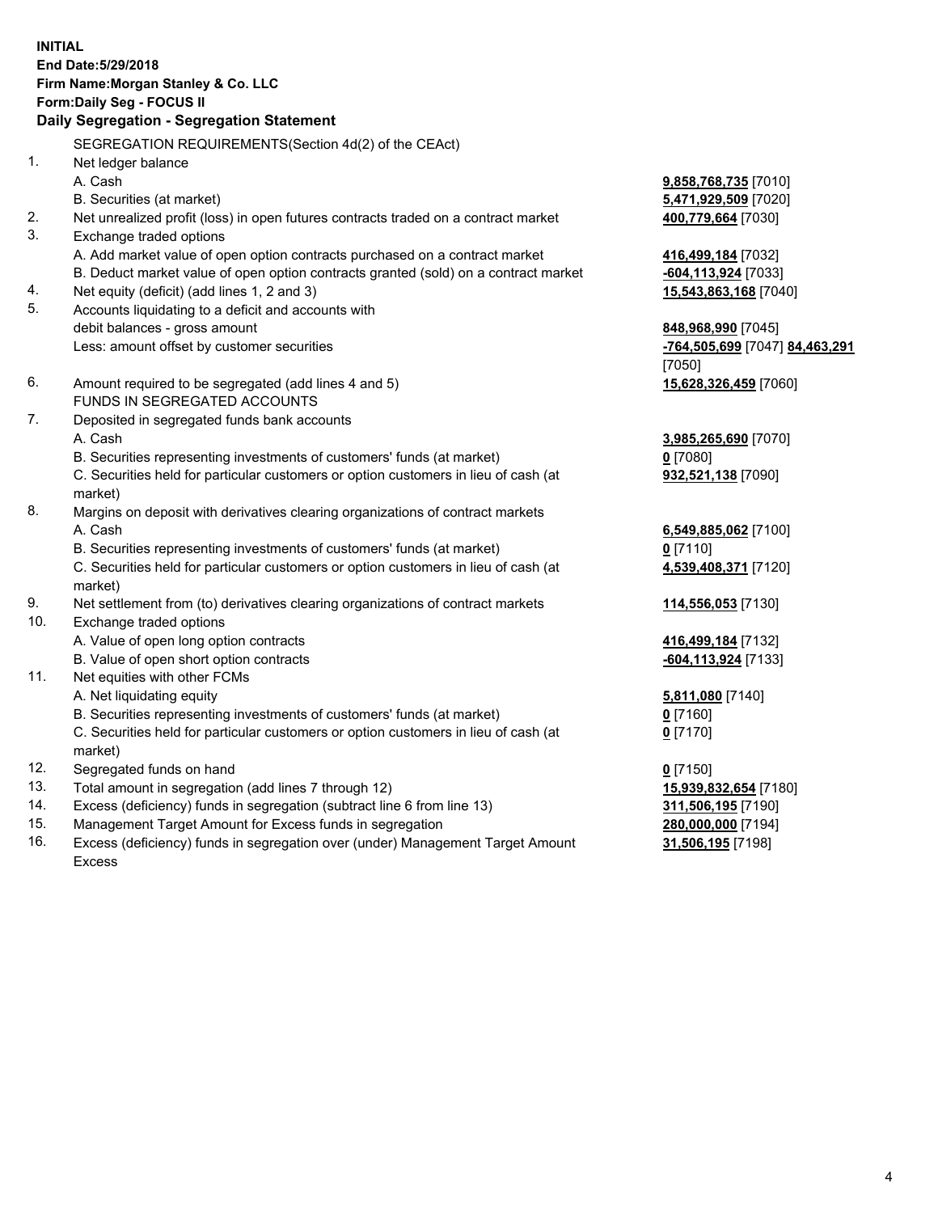**INITIAL**
**End Date:5/29/2018**
**Firm Name:Morgan Stanley & Co. LLC**
**Form:Daily Seg - FOCUS II**
**Daily Segregation - Segregation Statement**

SEGREGATION REQUIREMENTS(Section 4d(2) of the CEAct)

1. Net ledger balance
   A. Cash — **9,858,768,735** [7010]
   B. Securities (at market) — **5,471,929,509** [7020]
2. Net unrealized profit (loss) in open futures contracts traded on a contract market — **400,779,664** [7030]
3. Exchange traded options
   A. Add market value of open option contracts purchased on a contract market — **416,499,184** [7032]
   B. Deduct market value of open option contracts granted (sold) on a contract market — **-604,113,924** [7033]
4. Net equity (deficit) (add lines 1, 2 and 3) — **15,543,863,168** [7040]
5. Accounts liquidating to a deficit and accounts with debit balances - gross amount — **848,968,990** [7045]
   Less: amount offset by customer securities — **-764,505,699** [7047] **84,463,291** [7050]
6. Amount required to be segregated (add lines 4 and 5) — **15,628,326,459** [7060]

FUNDS IN SEGREGATED ACCOUNTS

7. Deposited in segregated funds bank accounts
   A. Cash — **3,985,265,690** [7070]
   B. Securities representing investments of customers' funds (at market) — **0** [7080]
   C. Securities held for particular customers or option customers in lieu of cash (at market) — **932,521,138** [7090]
8. Margins on deposit with derivatives clearing organizations of contract markets
   A. Cash — **6,549,885,062** [7100]
   B. Securities representing investments of customers' funds (at market) — **0** [7110]
   C. Securities held for particular customers or option customers in lieu of cash (at market) — **4,539,408,371** [7120]
9. Net settlement from (to) derivatives clearing organizations of contract markets — **114,556,053** [7130]
10. Exchange traded options
    A. Value of open long option contracts — **416,499,184** [7132]
    B. Value of open short option contracts — **-604,113,924** [7133]
11. Net equities with other FCMs
    A. Net liquidating equity — **5,811,080** [7140]
    B. Securities representing investments of customers' funds (at market) — **0** [7160]
    C. Securities held for particular customers or option customers in lieu of cash (at market) — **0** [7170]
12. Segregated funds on hand — **0** [7150]
13. Total amount in segregation (add lines 7 through 12) — **15,939,832,654** [7180]
14. Excess (deficiency) funds in segregation (subtract line 6 from line 13) — **311,506,195** [7190]
15. Management Target Amount for Excess funds in segregation — **280,000,000** [7194]
16. Excess (deficiency) funds in segregation over (under) Management Target Amount Excess — **31,506,195** [7198]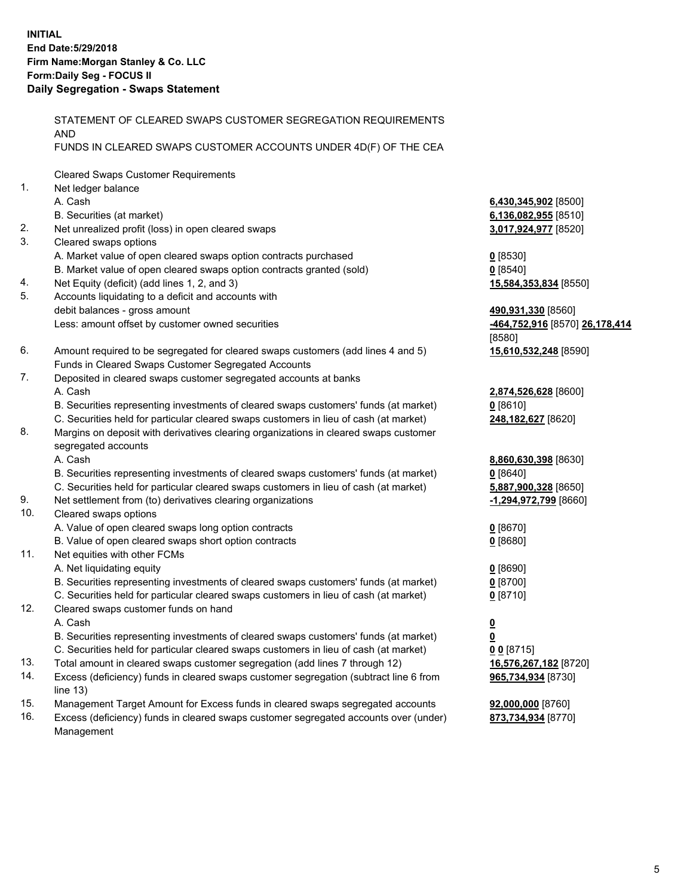**INITIAL**
**End Date:5/29/2018**
**Firm Name:Morgan Stanley & Co. LLC**
**Form:Daily Seg - FOCUS II**
**Daily Segregation - Swaps Statement**

STATEMENT OF CLEARED SWAPS CUSTOMER SEGREGATION REQUIREMENTS AND FUNDS IN CLEARED SWAPS CUSTOMER ACCOUNTS UNDER 4D(F) OF THE CEA

| | | |
|---|---|---|
| | Cleared Swaps Customer Requirements | |
| 1. | Net ledger balance | |
| | A. Cash | **6,430,345,902** [8500] |
| | B. Securities (at market) | **6,136,082,955** [8510] |
| 2. | Net unrealized profit (loss) in open cleared swaps | **3,017,924,977** [8520] |
| 3. | Cleared swaps options | |
| | A. Market value of open cleared swaps option contracts purchased | **0** [8530] |
| | B. Market value of open cleared swaps option contracts granted (sold) | **0** [8540] |
| 4. | Net Equity (deficit) (add lines 1, 2, and 3) | **15,584,353,834** [8550] |
| 5. | Accounts liquidating to a deficit and accounts with debit balances - gross amount | **490,931,330** [8560] |
| | Less: amount offset by customer owned securities | **-464,752,916** [8570] **26,178,414** [8580] |
| 6. | Amount required to be segregated for cleared swaps customers (add lines 4 and 5) | **15,610,532,248** [8590] |
| | Funds in Cleared Swaps Customer Segregated Accounts | |
| 7. | Deposited in cleared swaps customer segregated accounts at banks | |
| | A. Cash | **2,874,526,628** [8600] |
| | B. Securities representing investments of cleared swaps customers' funds (at market) | **0** [8610] |
| | C. Securities held for particular cleared swaps customers in lieu of cash (at market) | **248,182,627** [8620] |
| 8. | Margins on deposit with derivatives clearing organizations in cleared swaps customer segregated accounts | |
| | A. Cash | **8,860,630,398** [8630] |
| | B. Securities representing investments of cleared swaps customers' funds (at market) | **0** [8640] |
| | C. Securities held for particular cleared swaps customers in lieu of cash (at market) | **5,887,900,328** [8650] |
| 9. | Net settlement from (to) derivatives clearing organizations | **-1,294,972,799** [8660] |
| 10. | Cleared swaps options | |
| | A. Value of open cleared swaps long option contracts | **0** [8670] |
| | B. Value of open cleared swaps short option contracts | **0** [8680] |
| 11. | Net equities with other FCMs | |
| | A. Net liquidating equity | **0** [8690] |
| | B. Securities representing investments of cleared swaps customers' funds (at market) | **0** [8700] |
| | C. Securities held for particular cleared swaps customers in lieu of cash (at market) | **0** [8710] |
| 12. | Cleared swaps customer funds on hand | |
| | A. Cash | **0** |
| | B. Securities representing investments of cleared swaps customers' funds (at market) | **0** |
| | C. Securities held for particular cleared swaps customers in lieu of cash (at market) | **0** **0** [8715] |
| 13. | Total amount in cleared swaps customer segregation (add lines 7 through 12) | **16,576,267,182** [8720] |
| 14. | Excess (deficiency) funds in cleared swaps customer segregation (subtract line 6 from line 13) | **965,734,934** [8730] |
| 15. | Management Target Amount for Excess funds in cleared swaps segregated accounts | **92,000,000** [8760] |
| 16. | Excess (deficiency) funds in cleared swaps customer segregated accounts over (under) Management | **873,734,934** [8770] |